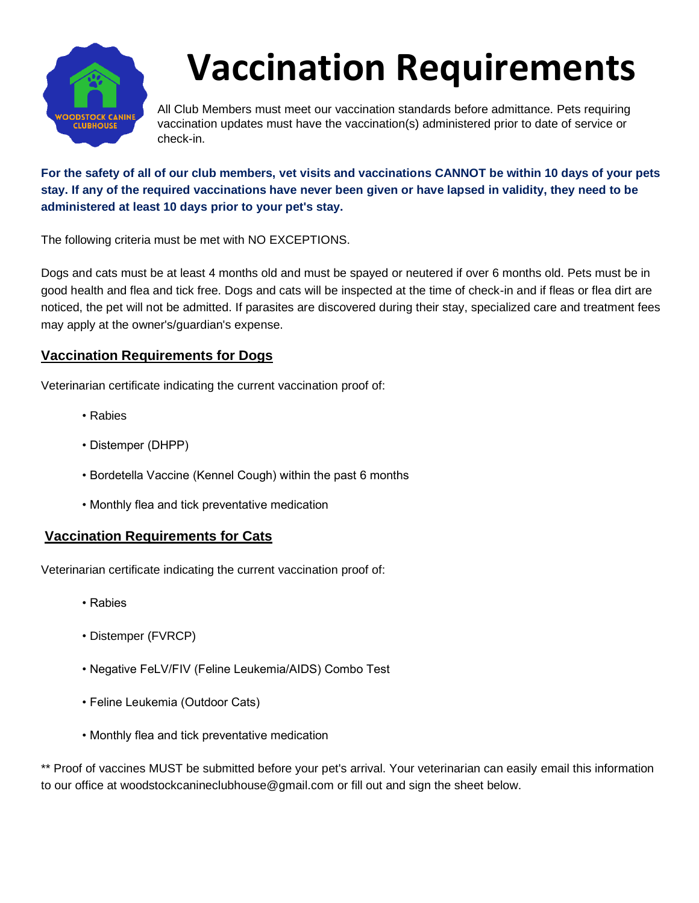# Vaccination Requirements

All Club Members must meet our vaccination standards before admittance. Pets requiring vaccination updates must have the vaccination(s) administered prior to date of service or check-in.

**For the safety of all of our club members, vet visits and vaccinations CANNOT be within 10 days of your pets stay. If any of the required vaccinations have never been given or have lapsed in validity, they need to be administered at least 10 days prior to your pet's stay.**

The following criteria must be met with NO EXCEPTIONS.

Dogs and cats must be at least 4 months old and must be spayed or neutered if over 6 months old. Pets must be in good health and flea and tick free. Dogs and cats will be inspected at the time of check-in and if fleas or flea dirt are noticed, the pet will not be admitted. If parasites are discovered during their stay, specialized care and treatment fees may apply at the owner's/guardian's expense.

## Vaccination Requirements for Dogs

Veterinarian certificate indicating the current vaccination proof of:

- Rabies
- Distemper (DHPP)
- Bordetella Vaccine (Kennel Cough) within the past 6 months
- Monthly flea and tick preventative medication

## Vaccination Requirements for Cats

Veterinarian certificate indicating the current vaccination proof of:

- Rabies
- Distemper (FVRCP)
- Negative FeLV/FIV (Feline Leukemia/AIDS) Combo Test
- Feline Leukemia (Outdoor Cats)
- Monthly flea and tick preventative medication

** Proof of vaccines MUST be submitted before your pet's arrival. Your veterinarian can easily email this information to our office at woodstockcanineclubhouse@gmail.com or fill out and sign the sheet below.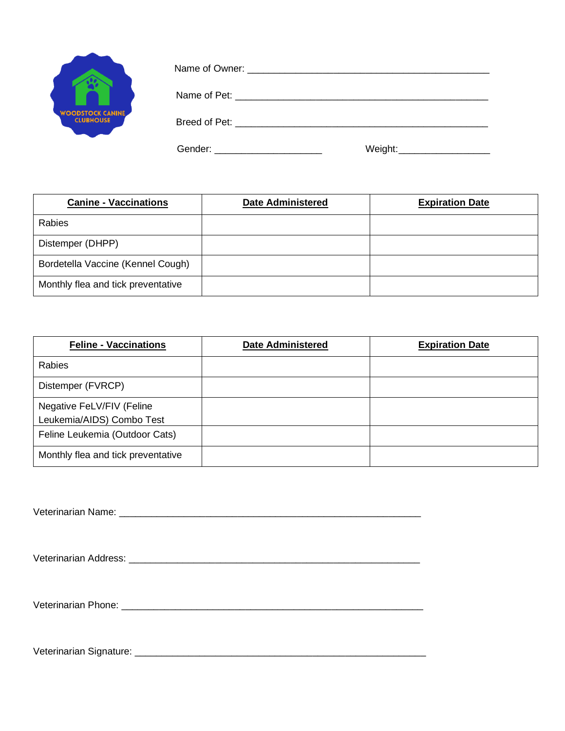WOODSTOCK CANINE CLUBHOUSE

Name of Owner: ___________________________________________

Name of Pet: _____________________________________________

Breed of Pet: _____________________________________________

Gender: ____________________ Weight: _________________

| Canine - Vaccinations | Date Administered | Expiration Date |
|---|---|---|
| Rabies | | |
| Distemper (DHPP) | | |
| Bordetella Vaccine (Kennel Cough) | | |
| Monthly flea and tick preventative | | |

| Feline - Vaccinations | Date Administered | Expiration Date |
|---|---|---|
| Rabies | | |
| Distemper (FVRCP) | | |
| Negative FeLV/FIV (Feline Leukemia/AIDS) Combo Test | | |
| Feline Leukemia (Outdoor Cats) | | |
| Monthly flea and tick preventative | | |

Veterinarian Name: _______________________________________________________

Veterinarian Address: _____________________________________________________

Veterinarian Phone: _______________________________________________________

Veterinarian Signature: ____________________________________________________